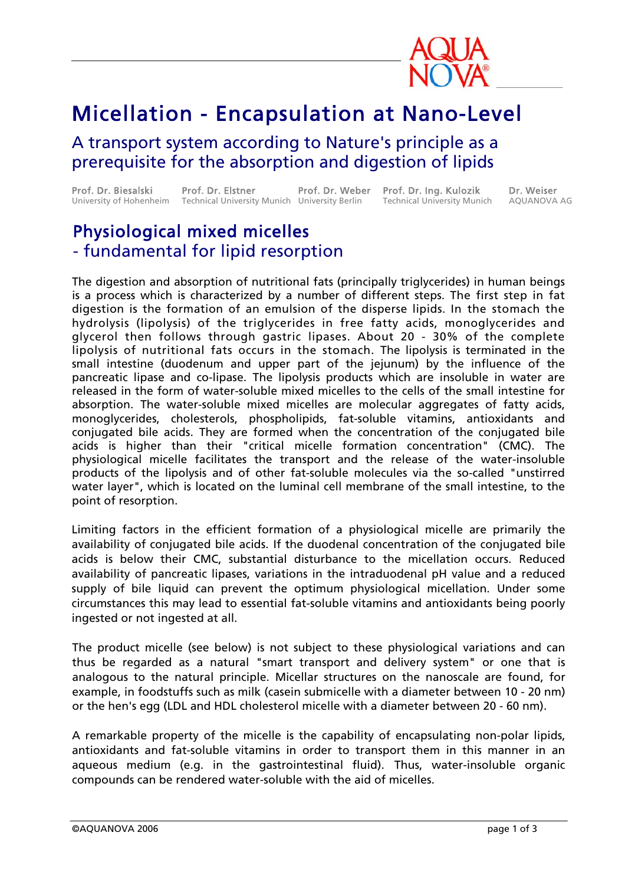# Micellation - Encapsulation at Nano-Level

## A transport system according to Nature's principle as a prerequisite for the absorption and digestion of lipids

| Prof. Dr. Biesalski | Prof. Dr. Elstner | Prof. Dr. Weber | Prof. Dr. Ing. Kulozik | Dr. Weiser |
| --- | --- | --- | --- | --- |
| University of Hohenheim | Technical University Munich | University Berlin | Technical University Munich | AQUANOVA AG |

## Physiological mixed micelles
## - fundamental for lipid resorption

The digestion and absorption of nutritional fats (principally triglycerides) in human beings is a process which is characterized by a number of different steps. The first step in fat digestion is the formation of an emulsion of the disperse lipids. In the stomach the hydrolysis (lipolysis) of the triglycerides in free fatty acids, monoglycerides and glycerol then follows through gastric lipases. About 20 - 30% of the complete lipolysis of nutritional fats occurs in the stomach. The lipolysis is terminated in the small intestine (duodenum and upper part of the jejunum) by the influence of the pancreatic lipase and co-lipase. The lipolysis products which are insoluble in water are released in the form of water-soluble mixed micelles to the cells of the small intestine for absorption. The water-soluble mixed micelles are molecular aggregates of fatty acids, monoglycerides, cholesterols, phospholipids, fat-soluble vitamins, antioxidants and conjugated bile acids. They are formed when the concentration of the conjugated bile acids is higher than their "critical micelle formation concentration" (CMC). The physiological micelle facilitates the transport and the release of the water-insoluble products of the lipolysis and of other fat-soluble molecules via the so-called "unstirred water layer", which is located on the luminal cell membrane of the small intestine, to the point of resorption.

Limiting factors in the efficient formation of a physiological micelle are primarily the availability of conjugated bile acids. If the duodenal concentration of the conjugated bile acids is below their CMC, substantial disturbance to the micellation occurs. Reduced availability of pancreatic lipases, variations in the intraduodenal pH value and a reduced supply of bile liquid can prevent the optimum physiological micellation. Under some circumstances this may lead to essential fat-soluble vitamins and antioxidants being poorly ingested or not ingested at all.

The product micelle (see below) is not subject to these physiological variations and can thus be regarded as a natural "smart transport and delivery system" or one that is analogous to the natural principle. Micellar structures on the nanoscale are found, for example, in foodstuffs such as milk (casein submicelle with a diameter between 10 - 20 nm) or the hen's egg (LDL and HDL cholesterol micelle with a diameter between 20 - 60 nm).

A remarkable property of the micelle is the capability of encapsulating non-polar lipids, antioxidants and fat-soluble vitamins in order to transport them in this manner in an aqueous medium (e.g. in the gastrointestinal fluid). Thus, water-insoluble organic compounds can be rendered water-soluble with the aid of micelles.

©AQUANOVA 2006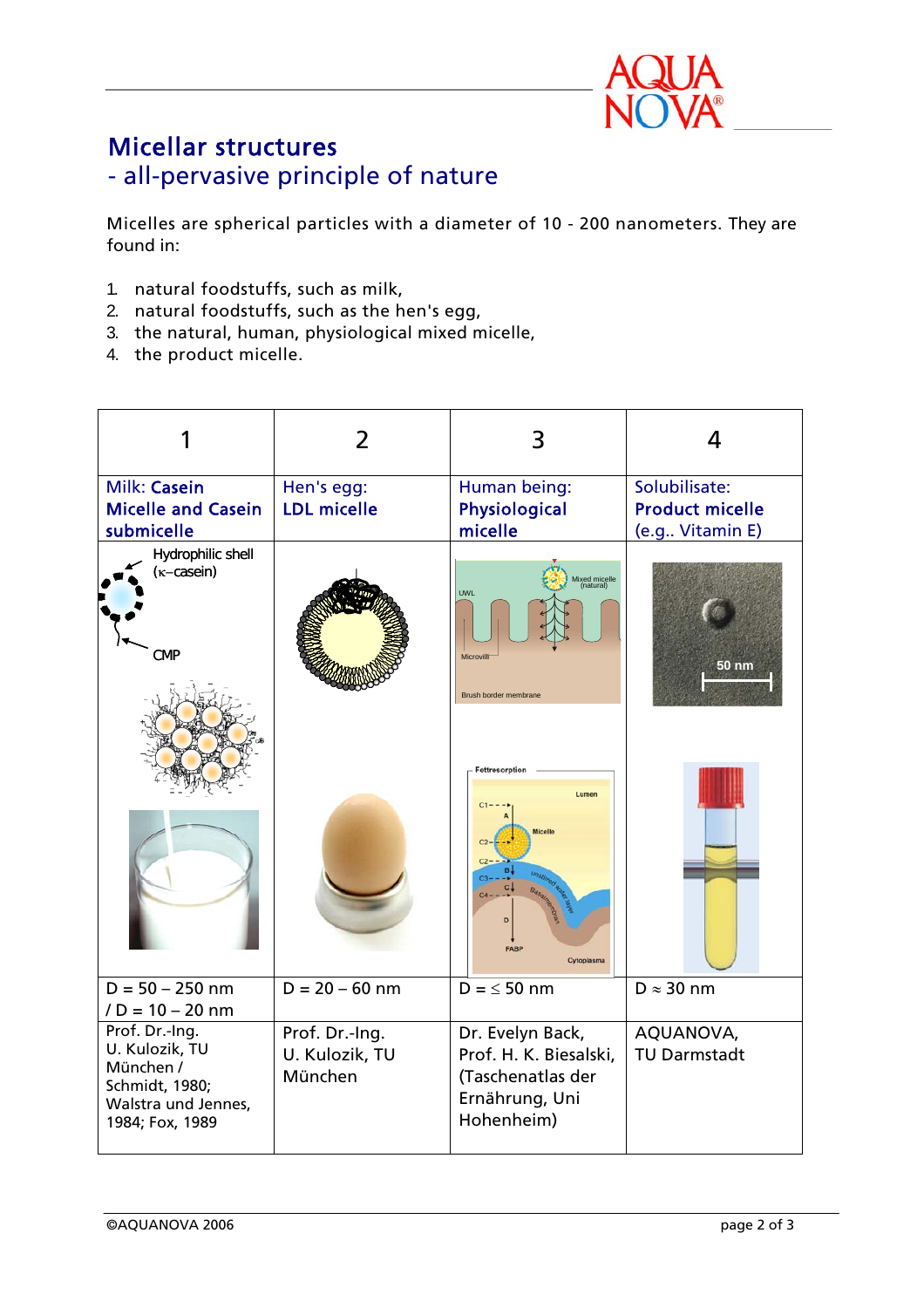# Micellar structures
## - all-pervasive principle of nature

Micelles are spherical particles with a diameter of 10 - 200 nanometers. They are found in:

1. natural foodstuffs, such as milk,
2. natural foodstuffs, such as the hen's egg,
3. the natural, human, physiological mixed micelle,
4. the product micelle.

| 1 | 2 | 3 | 4 |
|---|---|---|---|
| Milk: **Casein Micelle and Casein submicelle** | Hen's egg: **LDL micelle** | Human being: **Physiological micelle** | Solubilisate: **Product micelle** (e.g.. Vitamin E) |
| Hydrophilic shell (κ–casein)<br>CMP | | Mixed micelle (natural)<br>UWL<br>Microvilli<br>Brush border membrane<br>Fettresorption<br>Lumen<br>C1<br>A<br>Micelle<br>C2<br>B<br>C3<br>Unstirred water layer<br>C<br>C4<br>Basalmembran<br>D<br>FABP<br>Cytoplasma | 50 nm |
| D = 50 – 250 nm<br>/ D = 10 – 20 nm | D = 20 – 60 nm | D = ≤ 50 nm | D ≈ 30 nm |
| Prof. Dr.-Ing. U. Kulozik, TU München / Schmidt, 1980; Walstra und Jennes, 1984; Fox, 1989 | Prof. Dr.-Ing. U. Kulozik, TU München | Dr. Evelyn Back, Prof. H. K. Biesalski, (Taschenatlas der Ernährung, Uni Hohenheim) | AQUANOVA, TU Darmstadt |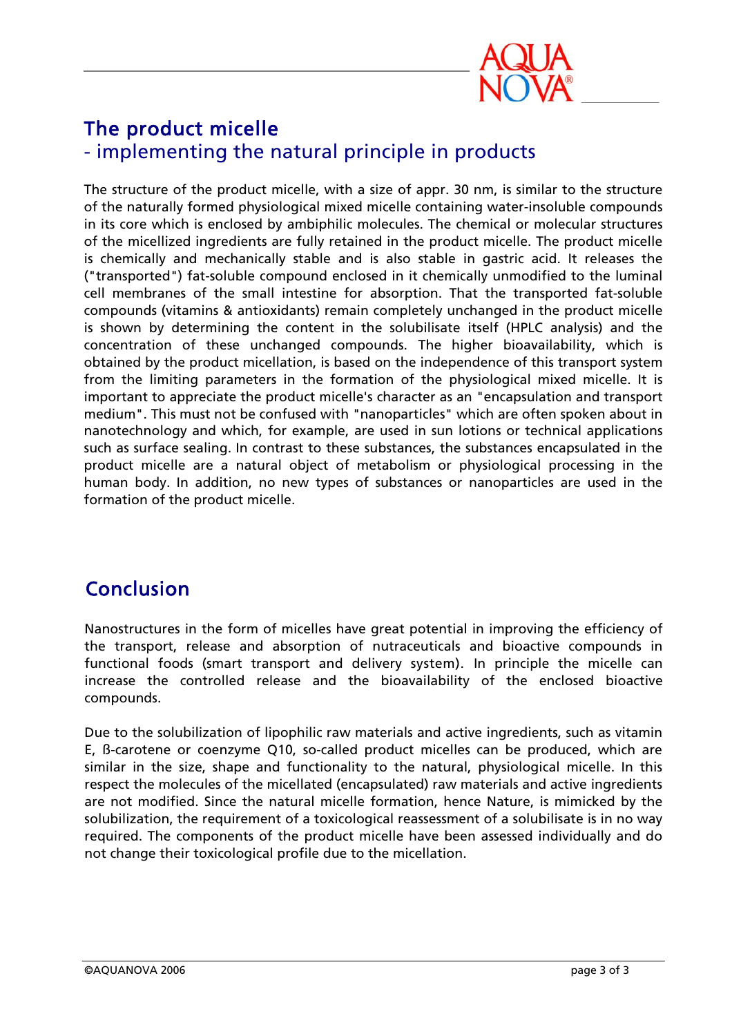## The product micelle
## - implementing the natural principle in products

The structure of the product micelle, with a size of appr. 30 nm, is similar to the structure of the naturally formed physiological mixed micelle containing water-insoluble compounds in its core which is enclosed by ambiphilic molecules. The chemical or molecular structures of the micellized ingredients are fully retained in the product micelle. The product micelle is chemically and mechanically stable and is also stable in gastric acid. It releases the ("transported") fat-soluble compound enclosed in it chemically unmodified to the luminal cell membranes of the small intestine for absorption. That the transported fat-soluble compounds (vitamins & antioxidants) remain completely unchanged in the product micelle is shown by determining the content in the solubilisate itself (HPLC analysis) and the concentration of these unchanged compounds. The higher bioavailability, which is obtained by the product micellation, is based on the independence of this transport system from the limiting parameters in the formation of the physiological mixed micelle. It is important to appreciate the product micelle's character as an "encapsulation and transport medium". This must not be confused with "nanoparticles" which are often spoken about in nanotechnology and which, for example, are used in sun lotions or technical applications such as surface sealing. In contrast to these substances, the substances encapsulated in the product micelle are a natural object of metabolism or physiological processing in the human body. In addition, no new types of substances or nanoparticles are used in the formation of the product micelle.

## Conclusion

Nanostructures in the form of micelles have great potential in improving the efficiency of the transport, release and absorption of nutraceuticals and bioactive compounds in functional foods (smart transport and delivery system). In principle the micelle can increase the controlled release and the bioavailability of the enclosed bioactive compounds.

Due to the solubilization of lipophilic raw materials and active ingredients, such as vitamin E, ß-carotene or coenzyme Q10, so-called product micelles can be produced, which are similar in the size, shape and functionality to the natural, physiological micelle. In this respect the molecules of the micellated (encapsulated) raw materials and active ingredients are not modified. Since the natural micelle formation, hence Nature, is mimicked by the solubilization, the requirement of a toxicological reassessment of a solubilisate is in no way required. The components of the product micelle have been assessed individually and do not change their toxicological profile due to the micellation.

©AQUANOVA 2006